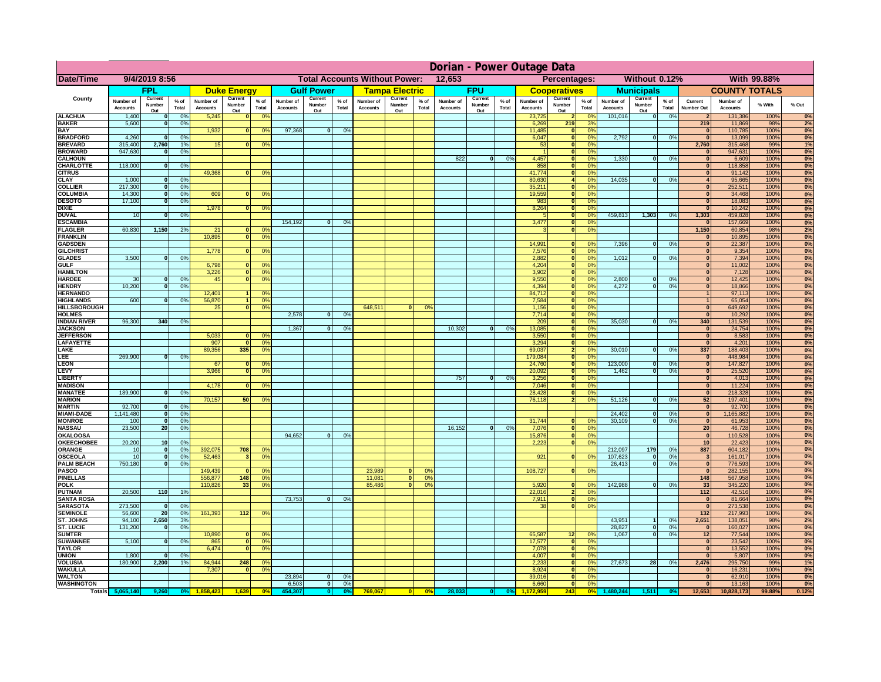# Dorian - Power Outage Data

**Date/Time:** 9/4/2019 8:56 | **Total Accounts Without Power:** 12,653 | **Percentages:** Without 0.12% | With 99.88%

| County | FPL | | | Duke Energy | | | Gulf Power | | | Tampa Electric | | | FPU | | | Cooperatives | | | Municipals | | | COUNTY TOTALS | | | |
|---|---|---|---|---|---|---|---|---|---|---|---|---|---|---|---|---|---|---|---|---|---|---|---|---|---|
| | Number of Accounts | Current Number Out | % of Total | Number of Accounts | Current Number Out | % of Total | Number of Accounts | Current Number Out | % of Total | Number of Accounts | Current Number Out | % of Total | Number of Accounts | Current Number Out | % of Total | Number of Accounts | Current Number Out | % of Total | Number of Accounts | Current Number Out | % of Total | Current Number Out | Number of Accounts | % With | % Out |
| ALACHUA | 1,400 | 0 | 0% | 5,245 | 0 | 0% | | | | | | | | | | 23,725 | 2 | 0% | 101,016 | 0 | 0% | 2 | 131,386 | 100% | 0% |
| BAKER | 5,600 | 0 | 0% | | | | | | | | | | | | | 6,269 | 219 | 3% | | | | 219 | 11,869 | 98% | 2% |
| BAY | | | | 1,932 | 0 | 0% | 97,368 | 0 | 0% | | | | | | | 11,485 | 0 | 0% | | | | 0 | 110,785 | 100% | 0% |
| BRADFORD | 4,260 | 0 | 0% | | | | | | | | | | | | | 6,047 | 0 | 0% | 2,792 | 0 | 0% | 0 | 13,099 | 100% | 0% |
| BREVARD | 315,400 | 2,760 | 1% | 15 | 0 | 0% | | | | | | | | | | 53 | 0 | 0% | | | | 2,760 | 315,468 | 99% | 1% |
| BROWARD | 947,630 | 0 | 0% | | | | | | | | | | | | | 1 | 0 | 0% | | | | 0 | 947,631 | 100% | 0% |
| CALHOUN | | | | | | | | | | | | | 822 | 0 | 0% | 4,457 | 0 | 0% | 1,330 | 0 | 0% | 0 | 6,609 | 100% | 0% |
| CHARLOTTE | 118,000 | 0 | 0% | | | | | | | | | | | | | 858 | 0 | 0% | | | | 0 | 118,858 | 100% | 0% |
| CITRUS | | | | 49,368 | 0 | 0% | | | | | | | | | | 41,774 | 0 | 0% | | | | 0 | 91,142 | 100% | 0% |
| CLAY | 1,000 | 0 | 0% | | | | | | | | | | | | | 80,630 | 4 | 0% | 14,035 | 0 | 0% | 4 | 95,665 | 100% | 0% |
| COLLIER | 217,300 | 0 | 0% | | | | | | | | | | | | | 35,211 | 0 | 0% | | | | 0 | 252,511 | 100% | 0% |
| COLUMBIA | 14,300 | 0 | 0% | 609 | 0 | 0% | | | | | | | | | | 19,559 | 0 | 0% | | | | 0 | 34,468 | 100% | 0% |
| DESOTO | 17,100 | 0 | 0% | | | | | | | | | | | | | 983 | 0 | 0% | | | | 0 | 18,083 | 100% | 0% |
| DIXIE | | | | 1,978 | 0 | 0% | | | | | | | | | | 8,264 | 0 | 0% | | | | 0 | 10,242 | 100% | 0% |
| DUVAL | 10 | 0 | 0% | | | | | | | | | | | | | 5 | 0 | 0% | 459,813 | 1,303 | 0% | 1,303 | 459,828 | 100% | 0% |
| ESCAMBIA | | | | | | | 154,192 | 0 | 0% | | | | | | | 3,477 | 0 | 0% | | | | 0 | 157,669 | 100% | 0% |
| FLAGLER | 60,830 | 1,150 | 2% | 21 | 0 | 0% | | | | | | | | | | 3 | 0 | 0% | | | | 1,150 | 60,854 | 98% | 2% |
| FRANKLIN | | | | 10,895 | 0 | 0% | | | | | | | | | | | | | | | | 0 | 10,895 | 100% | 0% |
| GADSDEN | | | | | | | | | | | | | | | | 14,991 | 0 | 0% | 7,396 | 0 | 0% | 0 | 22,387 | 100% | 0% |
| GILCHRIST | | | | 1,778 | 0 | 0% | | | | | | | | | | 7,576 | 0 | 0% | | | | 0 | 9,354 | 100% | 0% |
| GLADES | 3,500 | 0 | 0% | | | | | | | | | | | | | 2,882 | 0 | 0% | 1,012 | 0 | 0% | 0 | 7,394 | 100% | 0% |
| GULF | | | | 6,798 | 0 | 0% | | | | | | | | | | 4,204 | 0 | 0% | | | | 0 | 11,002 | 100% | 0% |
| HAMILTON | | | | 3,226 | 0 | 0% | | | | | | | | | | 3,902 | 0 | 0% | | | | 0 | 7,128 | 100% | 0% |
| HARDEE | 30 | 0 | 0% | 45 | 0 | 0% | | | | | | | | | | 9,550 | 0 | 0% | 2,800 | 0 | 0% | 0 | 12,425 | 100% | 0% |
| HENDRY | 10,200 | 0 | 0% | | | | | | | | | | | | | 4,394 | 0 | 0% | 4,272 | 0 | 0% | 0 | 18,866 | 100% | 0% |
| HERNANDO | | | | 12,401 | 1 | 0% | | | | | | | | | | 84,712 | 0 | 0% | | | | 1 | 97,113 | 100% | 0% |
| HIGHLANDS | 600 | 0 | 0% | 56,870 | 1 | 0% | | | | | | | | | | 7,584 | 0 | 0% | | | | 1 | 65,054 | 100% | 0% |
| HILLSBOROUGH | | | | 25 | 0 | 0% | | | | 648,511 | 0 | 0% | | | | 1,156 | 0 | 0% | | | | 0 | 649,692 | 100% | 0% |
| HOLMES | | | | | | | 2,578 | 0 | 0% | | | | | | | 7,714 | 0 | 0% | | | | 0 | 10,292 | 100% | 0% |
| INDIAN RIVER | 96,300 | 340 | 0% | | | | | | | | | | | | | 209 | 0 | 0% | 35,030 | 0 | 0% | 340 | 131,539 | 100% | 0% |
| JACKSON | | | | | | | 1,367 | 0 | 0% | | | | 10,302 | 0 | 0% | 13,085 | 0 | 0% | | | | 0 | 24,754 | 100% | 0% |
| JEFFERSON | | | | 5,033 | 0 | 0% | | | | | | | | | | 3,550 | 0 | 0% | | | | 0 | 8,583 | 100% | 0% |
| LAFAYETTE | | | | 907 | 0 | 0% | | | | | | | | | | 3,294 | 0 | 0% | | | | 0 | 4,201 | 100% | 0% |
| LAKE | | | | 89,356 | 335 | 0% | | | | | | | | | | 69,037 | 2 | 0% | 30,010 | 0 | 0% | 337 | 188,403 | 100% | 0% |
| LEE | 269,900 | 0 | 0% | | | | | | | | | | | | | 179,084 | 0 | 0% | | | | 0 | 448,984 | 100% | 0% |
| LEON | | | | 67 | 0 | 0% | | | | | | | | | | 24,760 | 0 | 0% | 123,000 | 0 | 0% | 0 | 147,827 | 100% | 0% |
| LEVY | | | | 3,966 | 0 | 0% | | | | | | | | | | 20,092 | 0 | 0% | 1,462 | 0 | 0% | 0 | 25,520 | 100% | 0% |
| LIBERTY | | | | | | | | | | | | | 757 | 0 | 0% | 3,256 | 0 | 0% | | | | 0 | 4,013 | 100% | 0% |
| MADISON | | | | 4,178 | 0 | 0% | | | | | | | | | | 7,046 | 0 | 0% | | | | 0 | 11,224 | 100% | 0% |
| MANATEE | 189,900 | 0 | 0% | | | | | | | | | | | | | 28,428 | 0 | 0% | | | | 0 | 218,328 | 100% | 0% |
| MARION | | | | 70,157 | 50 | 0% | | | | | | | | | | 76,118 | 2 | 0% | 51,126 | 0 | 0% | 52 | 197,401 | 100% | 0% |
| MARTIN | 92,700 | 0 | 0% | | | | | | | | | | | | | | | | | | | 0 | 92,700 | 100% | 0% |
| MIAMI-DADE | 1,141,480 | 0 | 0% | | | | | | | | | | | | | | | | 24,402 | 0 | 0% | 0 | 1,165,882 | 100% | 0% |
| MONROE | 100 | 0 | 0% | | | | | | | | | | | | | 31,744 | 0 | 0% | 30,109 | 0 | 0% | 0 | 61,953 | 100% | 0% |
| NASSAU | 23,500 | 20 | 0% | | | | | | | | | | 16,152 | 0 | 0% | 7,076 | 0 | 0% | | | | 20 | 46,728 | 100% | 0% |
| OKALOOSA | | | | | | | 94,652 | 0 | 0% | | | | | | | 15,876 | 0 | 0% | | | | 0 | 110,528 | 100% | 0% |
| OKEECHOBEE | 20,200 | 10 | 0% | | | | | | | | | | | | | 2,223 | 0 | 0% | | | | 10 | 22,423 | 100% | 0% |
| ORANGE | 10 | 0 | 0% | 392,075 | 708 | 0% | | | | | | | | | | | | | 212,097 | 179 | 0% | 887 | 604,182 | 100% | 0% |
| OSCEOLA | 10 | 0 | 0% | 52,463 | 3 | 0% | | | | | | | | | | 921 | 0 | 0% | 107,623 | 0 | 0% | 3 | 161,017 | 100% | 0% |
| PALM BEACH | 750,180 | 0 | 0% | | | | | | | | | | | | | | | | 26,413 | 0 | 0% | 0 | 776,593 | 100% | 0% |
| PASCO | | | | 149,439 | 0 | 0% | | | | 23,989 | 0 | 0% | | | | 108,727 | 0 | 0% | | | | 0 | 282,155 | 100% | 0% |
| PINELLAS | | | | 556,877 | 148 | 0% | | | | 11,081 | 0 | 0% | | | | | | | | | | 148 | 567,958 | 100% | 0% |
| POLK | | | | 110,826 | 33 | 0% | | | | 85,486 | 0 | 0% | | | | 5,920 | 0 | 0% | 142,988 | 0 | 0% | 33 | 345,220 | 100% | 0% |
| PUTNAM | 20,500 | 110 | 1% | | | | | | | | | | | | | 22,016 | 2 | 0% | | | | 112 | 42,516 | 100% | 0% |
| SANTA ROSA | | | | | | | 73,753 | 0 | 0% | | | | | | | 7,911 | 0 | 0% | | | | 0 | 81,664 | 100% | 0% |
| SARASOTA | 273,500 | 0 | 0% | | | | | | | | | | | | | 38 | 0 | 0% | | | | 0 | 273,538 | 100% | 0% |
| SEMINOLE | 56,600 | 20 | 0% | 161,393 | 112 | 0% | | | | | | | | | | | | | | | | 132 | 217,993 | 100% | 0% |
| ST. JOHNS | 94,100 | 2,650 | 3% | | | | | | | | | | | | | | | | 43,951 | 1 | 0% | 2,651 | 138,051 | 98% | 2% |
| ST. LUCIE | 131,200 | 0 | 0% | | | | | | | | | | | | | | | | 28,827 | 0 | 0% | 0 | 160,027 | 100% | 0% |
| SUMTER | | | | 10,890 | 0 | 0% | | | | | | | | | | 65,587 | 12 | 0% | 1,067 | 0 | 0% | 12 | 77,544 | 100% | 0% |
| SUWANNEE | 5,100 | 0 | 0% | 865 | 0 | 0% | | | | | | | | | | 17,577 | 0 | 0% | | | | 0 | 23,542 | 100% | 0% |
| TAYLOR | | | | 6,474 | 0 | 0% | | | | | | | | | | 7,078 | 0 | 0% | | | | 0 | 13,552 | 100% | 0% |
| UNION | 1,800 | 0 | 0% | | | | | | | | | | | | | 4,007 | 0 | 0% | | | | 0 | 5,807 | 100% | 0% |
| VOLUSIA | 180,900 | 2,200 | 1% | 84,944 | 248 | 0% | | | | | | | | | | 2,233 | 0 | 0% | 27,673 | 28 | 0% | 2,476 | 295,750 | 99% | 1% |
| WAKULLA | | | | 7,307 | 0 | 0% | | | | | | | | | | 8,924 | 0 | 0% | | | | 0 | 16,231 | 100% | 0% |
| WALTON | | | | | | | 23,894 | 0 | 0% | | | | | | | 39,016 | 0 | 0% | | | | 0 | 62,910 | 100% | 0% |
| WASHINGTON | | | | | | | 6,503 | 0 | 0% | | | | | | | 6,660 | 0 | 0% | | | | 0 | 13,163 | 100% | 0% |
| Totals | 5,065,140 | 9,260 | 0% | 1,858,423 | 1,639 | 0% | 454,307 | 0 | 0% | 769,067 | 0 | 0% | 28,033 | 0 | 0% | 1,172,959 | 243 | 0% | 1,480,244 | 1,511 | 0% | 12,653 | 10,828,173 | 99.88% | 0.12% |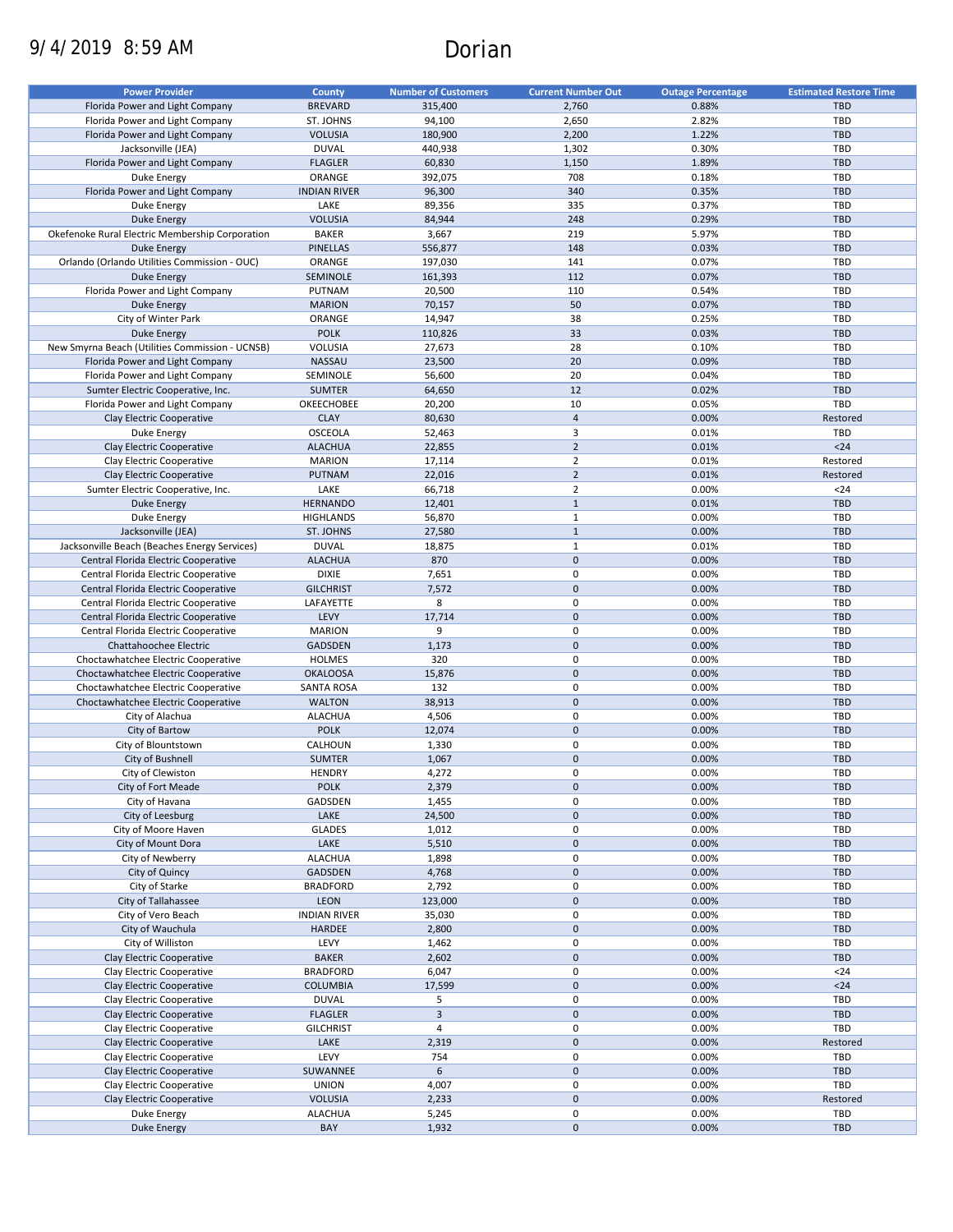9/4/2019 8:59 AM

# Dorian

| Power Provider | County | Number of Customers | Current Number Out | Outage Percentage | Estimated Restore Time |
|---|---|---|---|---|---|
| Florida Power and Light Company | BREVARD | 315,400 | 2,760 | 0.88% | TBD |
| Florida Power and Light Company | ST. JOHNS | 94,100 | 2,650 | 2.82% | TBD |
| Florida Power and Light Company | VOLUSIA | 180,900 | 2,200 | 1.22% | TBD |
| Jacksonville (JEA) | DUVAL | 440,938 | 1,302 | 0.30% | TBD |
| Florida Power and Light Company | FLAGLER | 60,830 | 1,150 | 1.89% | TBD |
| Duke Energy | ORANGE | 392,075 | 708 | 0.18% | TBD |
| Florida Power and Light Company | INDIAN RIVER | 96,300 | 340 | 0.35% | TBD |
| Duke Energy | LAKE | 89,356 | 335 | 0.37% | TBD |
| Duke Energy | VOLUSIA | 84,944 | 248 | 0.29% | TBD |
| Okefenoke Rural Electric Membership Corporation | BAKER | 3,667 | 219 | 5.97% | TBD |
| Duke Energy | PINELLAS | 556,877 | 148 | 0.03% | TBD |
| Orlando (Orlando Utilities Commission - OUC) | ORANGE | 197,030 | 141 | 0.07% | TBD |
| Duke Energy | SEMINOLE | 161,393 | 112 | 0.07% | TBD |
| Florida Power and Light Company | PUTNAM | 20,500 | 110 | 0.54% | TBD |
| Duke Energy | MARION | 70,157 | 50 | 0.07% | TBD |
| City of Winter Park | ORANGE | 14,947 | 38 | 0.25% | TBD |
| Duke Energy | POLK | 110,826 | 33 | 0.03% | TBD |
| New Smyrna Beach (Utilities Commission - UCNSB) | VOLUSIA | 27,673 | 28 | 0.10% | TBD |
| Florida Power and Light Company | NASSAU | 23,500 | 20 | 0.09% | TBD |
| Florida Power and Light Company | SEMINOLE | 56,600 | 20 | 0.04% | TBD |
| Sumter Electric Cooperative, Inc. | SUMTER | 64,650 | 12 | 0.02% | TBD |
| Florida Power and Light Company | OKEECHOBEE | 20,200 | 10 | 0.05% | TBD |
| Clay Electric Cooperative | CLAY | 80,630 | 4 | 0.00% | Restored |
| Duke Energy | OSCEOLA | 52,463 | 3 | 0.01% | TBD |
| Clay Electric Cooperative | ALACHUA | 22,855 | 2 | 0.01% | <24 |
| Clay Electric Cooperative | MARION | 17,114 | 2 | 0.01% | Restored |
| Clay Electric Cooperative | PUTNAM | 22,016 | 2 | 0.01% | Restored |
| Sumter Electric Cooperative, Inc. | LAKE | 66,718 | 2 | 0.00% | <24 |
| Duke Energy | HERNANDO | 12,401 | 1 | 0.01% | TBD |
| Duke Energy | HIGHLANDS | 56,870 | 1 | 0.00% | TBD |
| Jacksonville (JEA) | ST. JOHNS | 27,580 | 1 | 0.00% | TBD |
| Jacksonville Beach (Beaches Energy Services) | DUVAL | 18,875 | 1 | 0.01% | TBD |
| Central Florida Electric Cooperative | ALACHUA | 870 | 0 | 0.00% | TBD |
| Central Florida Electric Cooperative | DIXIE | 7,651 | 0 | 0.00% | TBD |
| Central Florida Electric Cooperative | GILCHRIST | 7,572 | 0 | 0.00% | TBD |
| Central Florida Electric Cooperative | LAFAYETTE | 8 | 0 | 0.00% | TBD |
| Central Florida Electric Cooperative | LEVY | 17,714 | 0 | 0.00% | TBD |
| Central Florida Electric Cooperative | MARION | 9 | 0 | 0.00% | TBD |
| Chattahoochee Electric | GADSDEN | 1,173 | 0 | 0.00% | TBD |
| Choctawhatchee Electric Cooperative | HOLMES | 320 | 0 | 0.00% | TBD |
| Choctawhatchee Electric Cooperative | OKALOOSA | 15,876 | 0 | 0.00% | TBD |
| Choctawhatchee Electric Cooperative | SANTA ROSA | 132 | 0 | 0.00% | TBD |
| Choctawhatchee Electric Cooperative | WALTON | 38,913 | 0 | 0.00% | TBD |
| City of Alachua | ALACHUA | 4,506 | 0 | 0.00% | TBD |
| City of Bartow | POLK | 12,074 | 0 | 0.00% | TBD |
| City of Blountstown | CALHOUN | 1,330 | 0 | 0.00% | TBD |
| City of Bushnell | SUMTER | 1,067 | 0 | 0.00% | TBD |
| City of Clewiston | HENDRY | 4,272 | 0 | 0.00% | TBD |
| City of Fort Meade | POLK | 2,379 | 0 | 0.00% | TBD |
| City of Havana | GADSDEN | 1,455 | 0 | 0.00% | TBD |
| City of Leesburg | LAKE | 24,500 | 0 | 0.00% | TBD |
| City of Moore Haven | GLADES | 1,012 | 0 | 0.00% | TBD |
| City of Mount Dora | LAKE | 5,510 | 0 | 0.00% | TBD |
| City of Newberry | ALACHUA | 1,898 | 0 | 0.00% | TBD |
| City of Quincy | GADSDEN | 4,768 | 0 | 0.00% | TBD |
| City of Starke | BRADFORD | 2,792 | 0 | 0.00% | TBD |
| City of Tallahassee | LEON | 123,000 | 0 | 0.00% | TBD |
| City of Vero Beach | INDIAN RIVER | 35,030 | 0 | 0.00% | TBD |
| City of Wauchula | HARDEE | 2,800 | 0 | 0.00% | TBD |
| City of Williston | LEVY | 1,462 | 0 | 0.00% | TBD |
| Clay Electric Cooperative | BAKER | 2,602 | 0 | 0.00% | TBD |
| Clay Electric Cooperative | BRADFORD | 6,047 | 0 | 0.00% | <24 |
| Clay Electric Cooperative | COLUMBIA | 17,599 | 0 | 0.00% | <24 |
| Clay Electric Cooperative | DUVAL | 5 | 0 | 0.00% | TBD |
| Clay Electric Cooperative | FLAGLER | 3 | 0 | 0.00% | TBD |
| Clay Electric Cooperative | GILCHRIST | 4 | 0 | 0.00% | TBD |
| Clay Electric Cooperative | LAKE | 2,319 | 0 | 0.00% | Restored |
| Clay Electric Cooperative | LEVY | 754 | 0 | 0.00% | TBD |
| Clay Electric Cooperative | SUWANNEE | 6 | 0 | 0.00% | TBD |
| Clay Electric Cooperative | UNION | 4,007 | 0 | 0.00% | TBD |
| Clay Electric Cooperative | VOLUSIA | 2,233 | 0 | 0.00% | Restored |
| Duke Energy | ALACHUA | 5,245 | 0 | 0.00% | TBD |
| Duke Energy | BAY | 1,932 | 0 | 0.00% | TBD |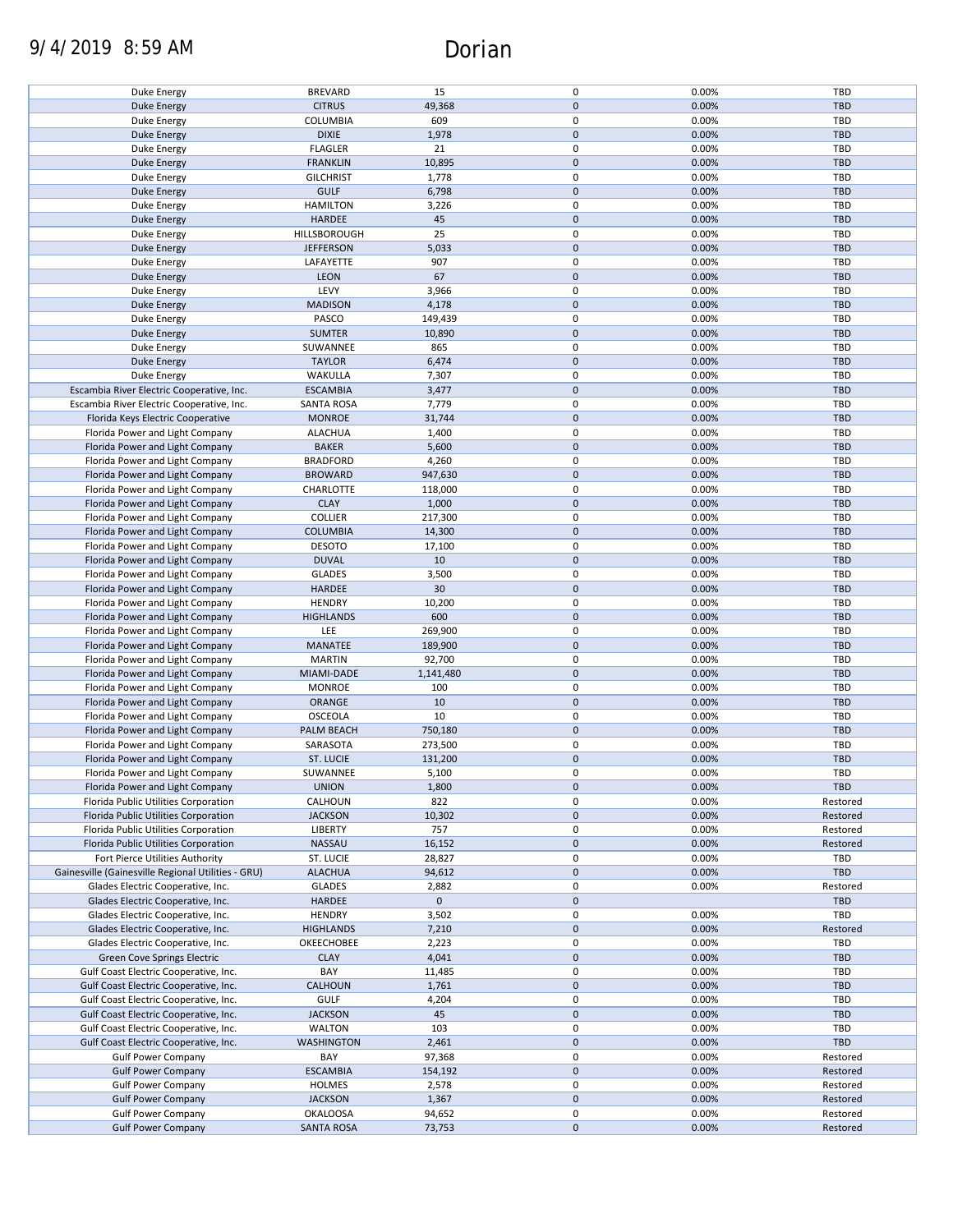| | | | | | |
|---|---|---|---|---|---|
| Duke Energy | BREVARD | 15 | 0 | 0.00% | TBD |
| Duke Energy | CITRUS | 49,368 | 0 | 0.00% | TBD |
| Duke Energy | COLUMBIA | 609 | 0 | 0.00% | TBD |
| Duke Energy | DIXIE | 1,978 | 0 | 0.00% | TBD |
| Duke Energy | FLAGLER | 21 | 0 | 0.00% | TBD |
| Duke Energy | FRANKLIN | 10,895 | 0 | 0.00% | TBD |
| Duke Energy | GILCHRIST | 1,778 | 0 | 0.00% | TBD |
| Duke Energy | GULF | 6,798 | 0 | 0.00% | TBD |
| Duke Energy | HAMILTON | 3,226 | 0 | 0.00% | TBD |
| Duke Energy | HARDEE | 45 | 0 | 0.00% | TBD |
| Duke Energy | HILLSBOROUGH | 25 | 0 | 0.00% | TBD |
| Duke Energy | JEFFERSON | 5,033 | 0 | 0.00% | TBD |
| Duke Energy | LAFAYETTE | 907 | 0 | 0.00% | TBD |
| Duke Energy | LEON | 67 | 0 | 0.00% | TBD |
| Duke Energy | LEVY | 3,966 | 0 | 0.00% | TBD |
| Duke Energy | MADISON | 4,178 | 0 | 0.00% | TBD |
| Duke Energy | PASCO | 149,439 | 0 | 0.00% | TBD |
| Duke Energy | SUMTER | 10,890 | 0 | 0.00% | TBD |
| Duke Energy | SUWANNEE | 865 | 0 | 0.00% | TBD |
| Duke Energy | TAYLOR | 6,474 | 0 | 0.00% | TBD |
| Duke Energy | WAKULLA | 7,307 | 0 | 0.00% | TBD |
| Escambia River Electric Cooperative, Inc. | ESCAMBIA | 3,477 | 0 | 0.00% | TBD |
| Escambia River Electric Cooperative, Inc. | SANTA ROSA | 7,779 | 0 | 0.00% | TBD |
| Florida Keys Electric Cooperative | MONROE | 31,744 | 0 | 0.00% | TBD |
| Florida Power and Light Company | ALACHUA | 1,400 | 0 | 0.00% | TBD |
| Florida Power and Light Company | BAKER | 5,600 | 0 | 0.00% | TBD |
| Florida Power and Light Company | BRADFORD | 4,260 | 0 | 0.00% | TBD |
| Florida Power and Light Company | BROWARD | 947,630 | 0 | 0.00% | TBD |
| Florida Power and Light Company | CHARLOTTE | 118,000 | 0 | 0.00% | TBD |
| Florida Power and Light Company | CLAY | 1,000 | 0 | 0.00% | TBD |
| Florida Power and Light Company | COLLIER | 217,300 | 0 | 0.00% | TBD |
| Florida Power and Light Company | COLUMBIA | 14,300 | 0 | 0.00% | TBD |
| Florida Power and Light Company | DESOTO | 17,100 | 0 | 0.00% | TBD |
| Florida Power and Light Company | DUVAL | 10 | 0 | 0.00% | TBD |
| Florida Power and Light Company | GLADES | 3,500 | 0 | 0.00% | TBD |
| Florida Power and Light Company | HARDEE | 30 | 0 | 0.00% | TBD |
| Florida Power and Light Company | HENDRY | 10,200 | 0 | 0.00% | TBD |
| Florida Power and Light Company | HIGHLANDS | 600 | 0 | 0.00% | TBD |
| Florida Power and Light Company | LEE | 269,900 | 0 | 0.00% | TBD |
| Florida Power and Light Company | MANATEE | 189,900 | 0 | 0.00% | TBD |
| Florida Power and Light Company | MARTIN | 92,700 | 0 | 0.00% | TBD |
| Florida Power and Light Company | MIAMI-DADE | 1,141,480 | 0 | 0.00% | TBD |
| Florida Power and Light Company | MONROE | 100 | 0 | 0.00% | TBD |
| Florida Power and Light Company | ORANGE | 10 | 0 | 0.00% | TBD |
| Florida Power and Light Company | OSCEOLA | 10 | 0 | 0.00% | TBD |
| Florida Power and Light Company | PALM BEACH | 750,180 | 0 | 0.00% | TBD |
| Florida Power and Light Company | SARASOTA | 273,500 | 0 | 0.00% | TBD |
| Florida Power and Light Company | ST. LUCIE | 131,200 | 0 | 0.00% | TBD |
| Florida Power and Light Company | SUWANNEE | 5,100 | 0 | 0.00% | TBD |
| Florida Power and Light Company | UNION | 1,800 | 0 | 0.00% | TBD |
| Florida Public Utilities Corporation | CALHOUN | 822 | 0 | 0.00% | Restored |
| Florida Public Utilities Corporation | JACKSON | 10,302 | 0 | 0.00% | Restored |
| Florida Public Utilities Corporation | LIBERTY | 757 | 0 | 0.00% | Restored |
| Florida Public Utilities Corporation | NASSAU | 16,152 | 0 | 0.00% | Restored |
| Fort Pierce Utilities Authority | ST. LUCIE | 28,827 | 0 | 0.00% | TBD |
| Gainesville (Gainesville Regional Utilities - GRU) | ALACHUA | 94,612 | 0 | 0.00% | TBD |
| Glades Electric Cooperative, Inc. | GLADES | 2,882 | 0 | 0.00% | Restored |
| Glades Electric Cooperative, Inc. | HARDEE | 0 | 0 | | TBD |
| Glades Electric Cooperative, Inc. | HENDRY | 3,502 | 0 | 0.00% | TBD |
| Glades Electric Cooperative, Inc. | HIGHLANDS | 7,210 | 0 | 0.00% | Restored |
| Glades Electric Cooperative, Inc. | OKEECHOBEE | 2,223 | 0 | 0.00% | TBD |
| Green Cove Springs Electric | CLAY | 4,041 | 0 | 0.00% | TBD |
| Gulf Coast Electric Cooperative, Inc. | BAY | 11,485 | 0 | 0.00% | TBD |
| Gulf Coast Electric Cooperative, Inc. | CALHOUN | 1,761 | 0 | 0.00% | TBD |
| Gulf Coast Electric Cooperative, Inc. | GULF | 4,204 | 0 | 0.00% | TBD |
| Gulf Coast Electric Cooperative, Inc. | JACKSON | 45 | 0 | 0.00% | TBD |
| Gulf Coast Electric Cooperative, Inc. | WALTON | 103 | 0 | 0.00% | TBD |
| Gulf Coast Electric Cooperative, Inc. | WASHINGTON | 2,461 | 0 | 0.00% | TBD |
| Gulf Power Company | BAY | 97,368 | 0 | 0.00% | Restored |
| Gulf Power Company | ESCAMBIA | 154,192 | 0 | 0.00% | Restored |
| Gulf Power Company | HOLMES | 2,578 | 0 | 0.00% | Restored |
| Gulf Power Company | JACKSON | 1,367 | 0 | 0.00% | Restored |
| Gulf Power Company | OKALOOSA | 94,652 | 0 | 0.00% | Restored |
| Gulf Power Company | SANTA ROSA | 73,753 | 0 | 0.00% | Restored |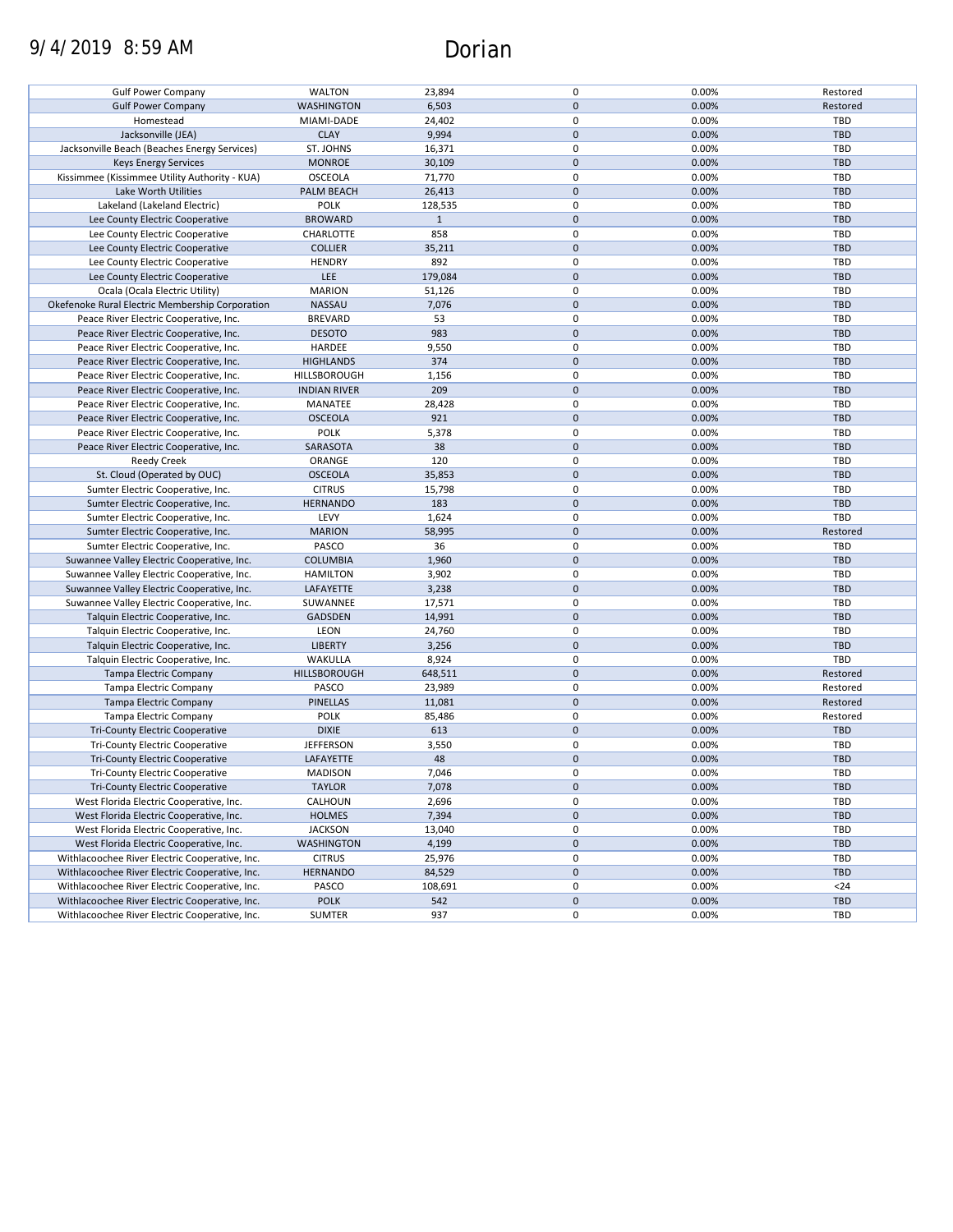| | | | | | |
|---|---|---|---|---|---|
| Gulf Power Company | WALTON | 23,894 | 0 | 0.00% | Restored |
| Gulf Power Company | WASHINGTON | 6,503 | 0 | 0.00% | Restored |
| Homestead | MIAMI-DADE | 24,402 | 0 | 0.00% | TBD |
| Jacksonville (JEA) | CLAY | 9,994 | 0 | 0.00% | TBD |
| Jacksonville Beach (Beaches Energy Services) | ST. JOHNS | 16,371 | 0 | 0.00% | TBD |
| Keys Energy Services | MONROE | 30,109 | 0 | 0.00% | TBD |
| Kissimmee (Kissimmee Utility Authority - KUA) | OSCEOLA | 71,770 | 0 | 0.00% | TBD |
| Lake Worth Utilities | PALM BEACH | 26,413 | 0 | 0.00% | TBD |
| Lakeland (Lakeland Electric) | POLK | 128,535 | 0 | 0.00% | TBD |
| Lee County Electric Cooperative | BROWARD | 1 | 0 | 0.00% | TBD |
| Lee County Electric Cooperative | CHARLOTTE | 858 | 0 | 0.00% | TBD |
| Lee County Electric Cooperative | COLLIER | 35,211 | 0 | 0.00% | TBD |
| Lee County Electric Cooperative | HENDRY | 892 | 0 | 0.00% | TBD |
| Lee County Electric Cooperative | LEE | 179,084 | 0 | 0.00% | TBD |
| Ocala (Ocala Electric Utility) | MARION | 51,126 | 0 | 0.00% | TBD |
| Okefenoke Rural Electric Membership Corporation | NASSAU | 7,076 | 0 | 0.00% | TBD |
| Peace River Electric Cooperative, Inc. | BREVARD | 53 | 0 | 0.00% | TBD |
| Peace River Electric Cooperative, Inc. | DESOTO | 983 | 0 | 0.00% | TBD |
| Peace River Electric Cooperative, Inc. | HARDEE | 9,550 | 0 | 0.00% | TBD |
| Peace River Electric Cooperative, Inc. | HIGHLANDS | 374 | 0 | 0.00% | TBD |
| Peace River Electric Cooperative, Inc. | HILLSBOROUGH | 1,156 | 0 | 0.00% | TBD |
| Peace River Electric Cooperative, Inc. | INDIAN RIVER | 209 | 0 | 0.00% | TBD |
| Peace River Electric Cooperative, Inc. | MANATEE | 28,428 | 0 | 0.00% | TBD |
| Peace River Electric Cooperative, Inc. | OSCEOLA | 921 | 0 | 0.00% | TBD |
| Peace River Electric Cooperative, Inc. | POLK | 5,378 | 0 | 0.00% | TBD |
| Peace River Electric Cooperative, Inc. | SARASOTA | 38 | 0 | 0.00% | TBD |
| Reedy Creek | ORANGE | 120 | 0 | 0.00% | TBD |
| St. Cloud (Operated by OUC) | OSCEOLA | 35,853 | 0 | 0.00% | TBD |
| Sumter Electric Cooperative, Inc. | CITRUS | 15,798 | 0 | 0.00% | TBD |
| Sumter Electric Cooperative, Inc. | HERNANDO | 183 | 0 | 0.00% | TBD |
| Sumter Electric Cooperative, Inc. | LEVY | 1,624 | 0 | 0.00% | TBD |
| Sumter Electric Cooperative, Inc. | MARION | 58,995 | 0 | 0.00% | Restored |
| Sumter Electric Cooperative, Inc. | PASCO | 36 | 0 | 0.00% | TBD |
| Suwannee Valley Electric Cooperative, Inc. | COLUMBIA | 1,960 | 0 | 0.00% | TBD |
| Suwannee Valley Electric Cooperative, Inc. | HAMILTON | 3,902 | 0 | 0.00% | TBD |
| Suwannee Valley Electric Cooperative, Inc. | LAFAYETTE | 3,238 | 0 | 0.00% | TBD |
| Suwannee Valley Electric Cooperative, Inc. | SUWANNEE | 17,571 | 0 | 0.00% | TBD |
| Talquin Electric Cooperative, Inc. | GADSDEN | 14,991 | 0 | 0.00% | TBD |
| Talquin Electric Cooperative, Inc. | LEON | 24,760 | 0 | 0.00% | TBD |
| Talquin Electric Cooperative, Inc. | LIBERTY | 3,256 | 0 | 0.00% | TBD |
| Talquin Electric Cooperative, Inc. | WAKULLA | 8,924 | 0 | 0.00% | TBD |
| Tampa Electric Company | HILLSBOROUGH | 648,511 | 0 | 0.00% | Restored |
| Tampa Electric Company | PASCO | 23,989 | 0 | 0.00% | Restored |
| Tampa Electric Company | PINELLAS | 11,081 | 0 | 0.00% | Restored |
| Tampa Electric Company | POLK | 85,486 | 0 | 0.00% | Restored |
| Tri-County Electric Cooperative | DIXIE | 613 | 0 | 0.00% | TBD |
| Tri-County Electric Cooperative | JEFFERSON | 3,550 | 0 | 0.00% | TBD |
| Tri-County Electric Cooperative | LAFAYETTE | 48 | 0 | 0.00% | TBD |
| Tri-County Electric Cooperative | MADISON | 7,046 | 0 | 0.00% | TBD |
| Tri-County Electric Cooperative | TAYLOR | 7,078 | 0 | 0.00% | TBD |
| West Florida Electric Cooperative, Inc. | CALHOUN | 2,696 | 0 | 0.00% | TBD |
| West Florida Electric Cooperative, Inc. | HOLMES | 7,394 | 0 | 0.00% | TBD |
| West Florida Electric Cooperative, Inc. | JACKSON | 13,040 | 0 | 0.00% | TBD |
| West Florida Electric Cooperative, Inc. | WASHINGTON | 4,199 | 0 | 0.00% | TBD |
| Withlacoochee River Electric Cooperative, Inc. | CITRUS | 25,976 | 0 | 0.00% | TBD |
| Withlacoochee River Electric Cooperative, Inc. | HERNANDO | 84,529 | 0 | 0.00% | TBD |
| Withlacoochee River Electric Cooperative, Inc. | PASCO | 108,691 | 0 | 0.00% | <24 |
| Withlacoochee River Electric Cooperative, Inc. | POLK | 542 | 0 | 0.00% | TBD |
| Withlacoochee River Electric Cooperative, Inc. | SUMTER | 937 | 0 | 0.00% | TBD |